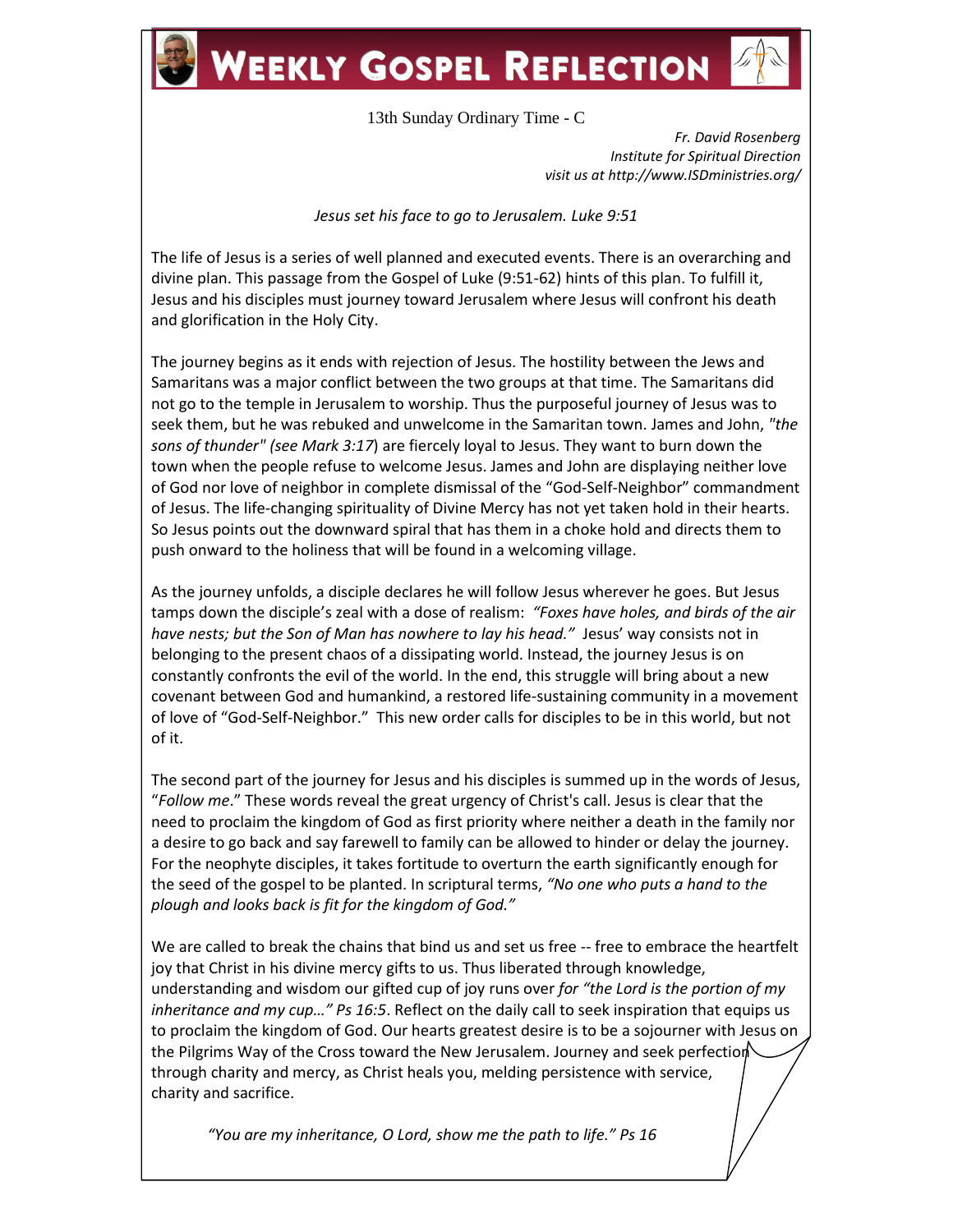# WEEKLY GOSPEL REFLECTION

13th Sunday Ordinary Time - C

*Fr. David Rosenberg*
*Institute for Spiritual Direction*
*visit us at http://www.ISDministries.org/*

*Jesus set his face to go to Jerusalem. Luke 9:51*

The life of Jesus is a series of well planned and executed events. There is an overarching and divine plan. This passage from the Gospel of Luke (9:51-62) hints of this plan. To fulfill it, Jesus and his disciples must journey toward Jerusalem where Jesus will confront his death and glorification in the Holy City.

The journey begins as it ends with rejection of Jesus. The hostility between the Jews and Samaritans was a major conflict between the two groups at that time. The Samaritans did not go to the temple in Jerusalem to worship. Thus the purposeful journey of Jesus was to seek them, but he was rebuked and unwelcome in the Samaritan town. James and John, *"the sons of thunder" (see Mark 3:17*) are fiercely loyal to Jesus. They want to burn down the town when the people refuse to welcome Jesus. James and John are displaying neither love of God nor love of neighbor in complete dismissal of the "God-Self-Neighbor" commandment of Jesus. The life-changing spirituality of Divine Mercy has not yet taken hold in their hearts. So Jesus points out the downward spiral that has them in a choke hold and directs them to push onward to the holiness that will be found in a welcoming village.

As the journey unfolds, a disciple declares he will follow Jesus wherever he goes. But Jesus tamps down the disciple's zeal with a dose of realism: *"Foxes have holes, and birds of the air have nests; but the Son of Man has nowhere to lay his head."* Jesus' way consists not in belonging to the present chaos of a dissipating world. Instead, the journey Jesus is on constantly confronts the evil of the world. In the end, this struggle will bring about a new covenant between God and humankind, a restored life-sustaining community in a movement of love of "God-Self-Neighbor." This new order calls for disciples to be in this world, but not of it.

The second part of the journey for Jesus and his disciples is summed up in the words of Jesus, "*Follow me*." These words reveal the great urgency of Christ's call. Jesus is clear that the need to proclaim the kingdom of God as first priority where neither a death in the family nor a desire to go back and say farewell to family can be allowed to hinder or delay the journey. For the neophyte disciples, it takes fortitude to overturn the earth significantly enough for the seed of the gospel to be planted. In scriptural terms, *"No one who puts a hand to the plough and looks back is fit for the kingdom of God."*

We are called to break the chains that bind us and set us free -- free to embrace the heartfelt joy that Christ in his divine mercy gifts to us. Thus liberated through knowledge, understanding and wisdom our gifted cup of joy runs over *for "the Lord is the portion of my inheritance and my cup…" Ps 16:5*. Reflect on the daily call to seek inspiration that equips us to proclaim the kingdom of God. Our hearts greatest desire is to be a sojourner with Jesus on the Pilgrims Way of the Cross toward the New Jerusalem. Journey and seek perfection through charity and mercy, as Christ heals you, melding persistence with service, charity and sacrifice.

*"You are my inheritance, O Lord, show me the path to life." Ps 16*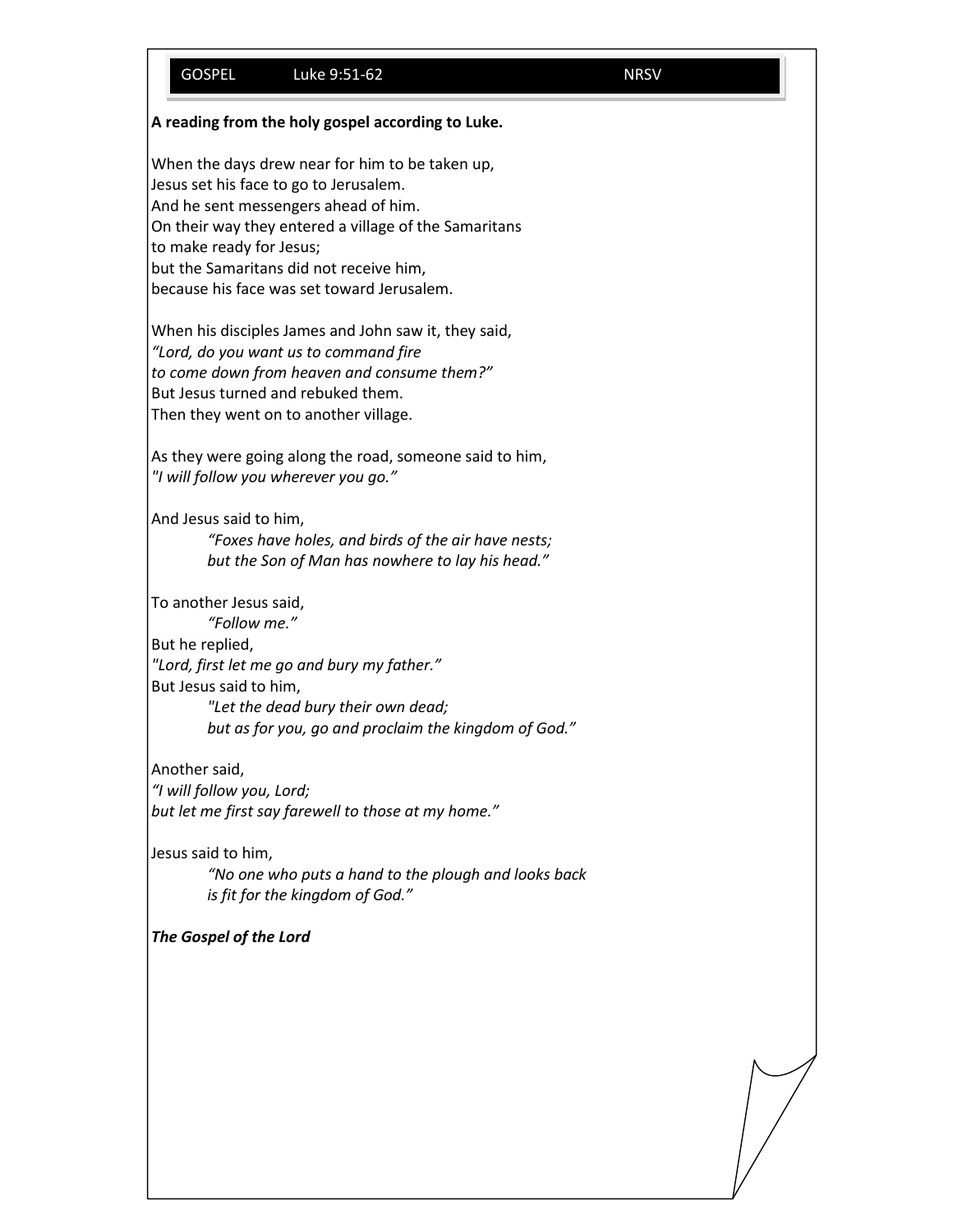GOSPEL Luke 9:51-62 NRSV

**A reading from the holy gospel according to Luke.**

When the days drew near for him to be taken up,
Jesus set his face to go to Jerusalem.
And he sent messengers ahead of him.
On their way they entered a village of the Samaritans
to make ready for Jesus;
but the Samaritans did not receive him,
because his face was set toward Jerusalem.

When his disciples James and John saw it, they said,
*"Lord, do you want us to command fire*
*to come down from heaven and consume them?"*
But Jesus turned and rebuked them.
Then they went on to another village.

As they were going along the road, someone said to him,
*"I will follow you wherever you go."*

And Jesus said to him,
*"Foxes have holes, and birds of the air have nests;*
*but the Son of Man has nowhere to lay his head."*

To another Jesus said,
*"Follow me."*
But he replied,
*"Lord, first let me go and bury my father."*
But Jesus said to him,
*"Let the dead bury their own dead;*
*but as for you, go and proclaim the kingdom of God."*

Another said,
*"I will follow you, Lord;*
*but let me first say farewell to those at my home."*

Jesus said to him,
*"No one who puts a hand to the plough and looks back*
*is fit for the kingdom of God."*

***The Gospel of the Lord***